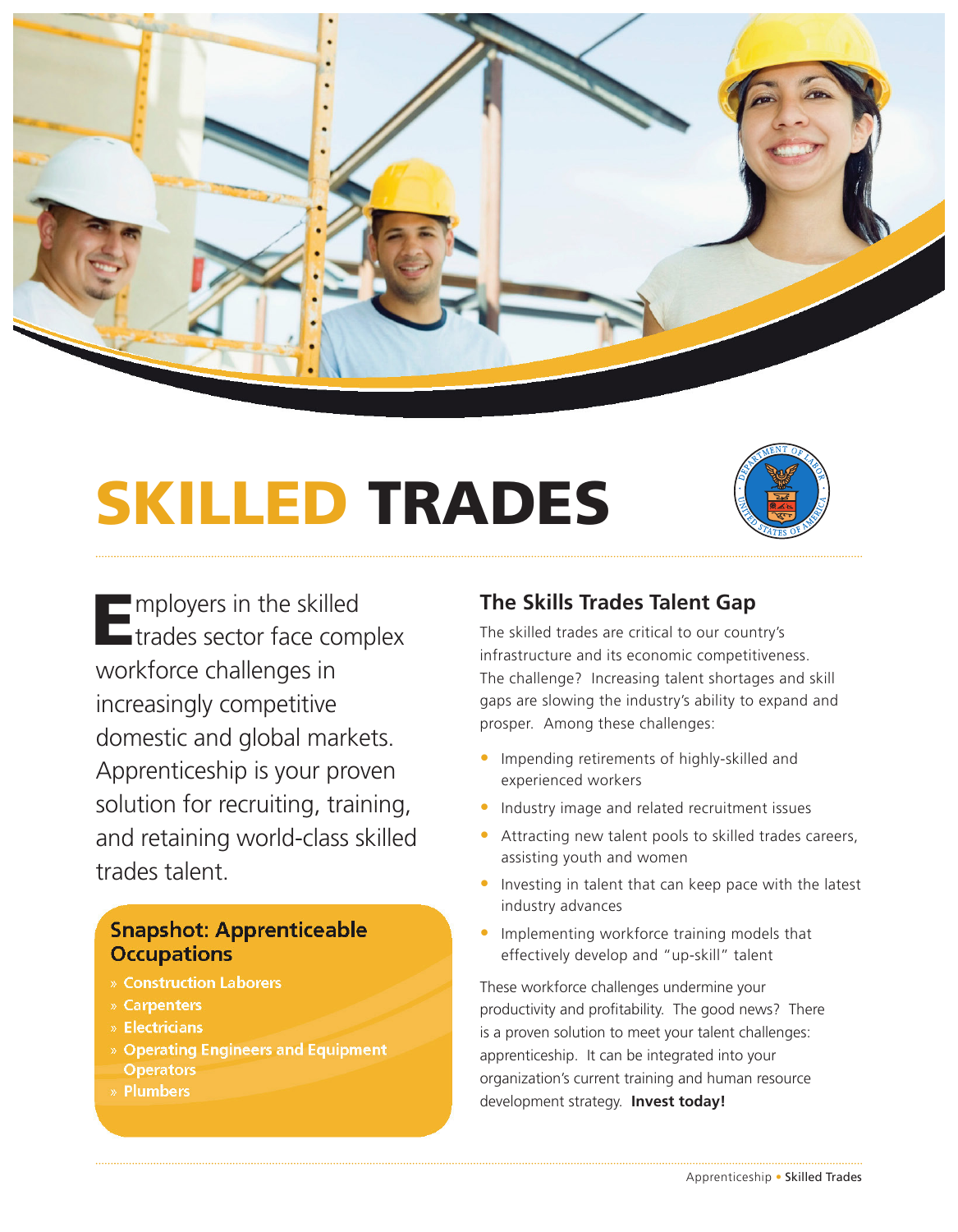# SKILLED TRADES

Employers in the skilled trades sector face complex workforce challenges in increasingly competitive domestic and global markets. Apprenticeship is your proven solution for recruiting, training, and retaining world-class skilled trades talent.

### Snapshot: Apprenticeable Occupations

- Construction Laborers
- Carpenters
- Electricians
- Operating Engineers and Equipment Operators
- Plumbers

## The Skills Trades Talent Gap

The skilled trades are critical to our country's infrastructure and its economic competitiveness. The challenge? Increasing talent shortages and skill gaps are slowing the industry's ability to expand and prosper. Among these challenges:

- Impending retirements of highly-skilled and experienced workers
- Industry image and related recruitment issues
- Attracting new talent pools to skilled trades careers, assisting youth and women
- Investing in talent that can keep pace with the latest industry advances
- Implementing workforce training models that effectively develop and "up-skill" talent

These workforce challenges undermine your productivity and profitability. The good news? There is a proven solution to meet your talent challenges: apprenticeship. It can be integrated into your organization's current training and human resource development strategy. **Invest today!**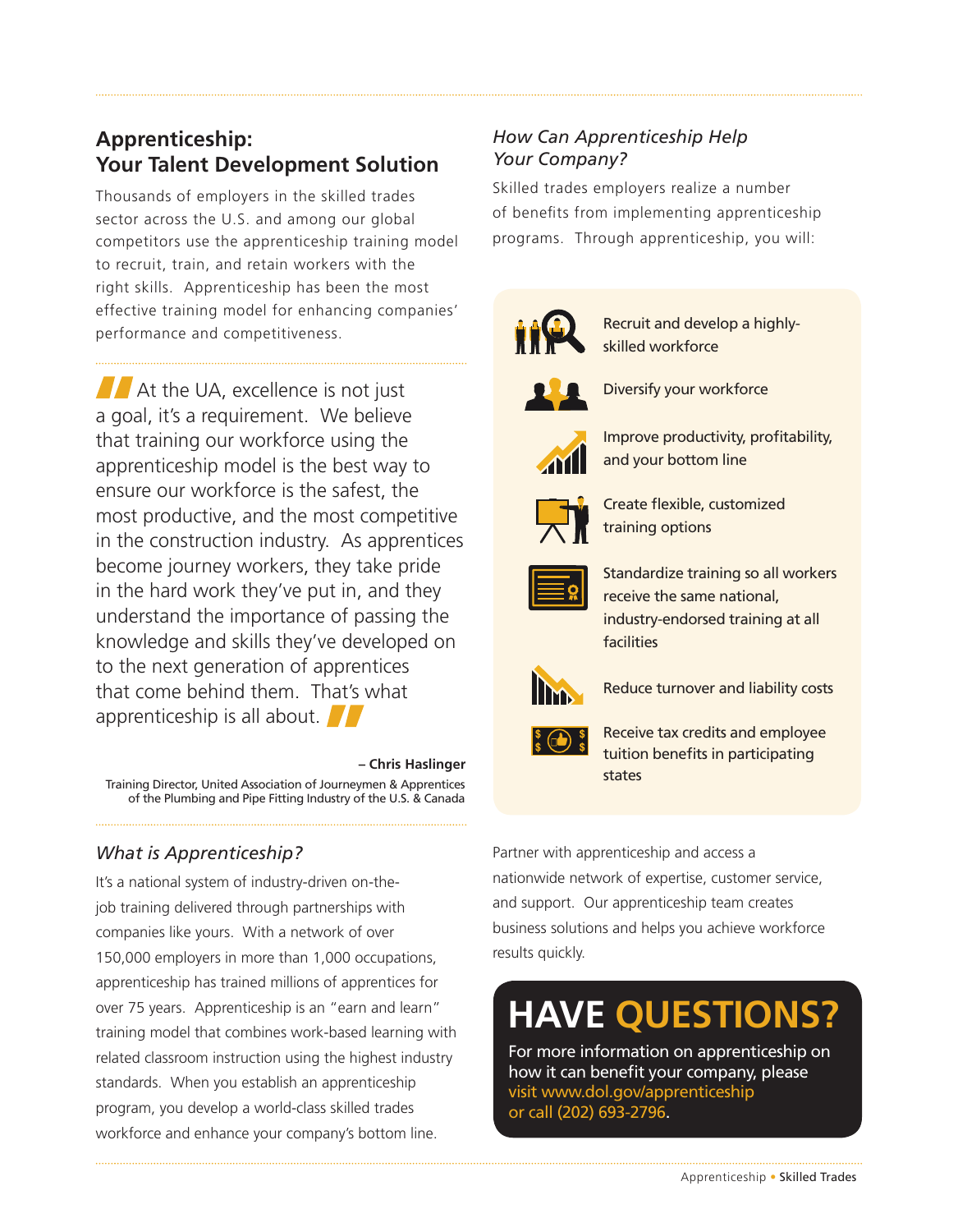## Apprenticeship: Your Talent Development Solution

Thousands of employers in the skilled trades sector across the U.S. and among our global competitors use the apprenticeship training model to recruit, train, and retain workers with the right skills. Apprenticeship has been the most effective training model for enhancing companies' performance and competitiveness.

> At the UA, excellence is not just a goal, it's a requirement. We believe that training our workforce using the apprenticeship model is the best way to ensure our workforce is the safest, the most productive, and the most competitive in the construction industry. As apprentices become journey workers, they take pride in the hard work they've put in, and they understand the importance of passing the knowledge and skills they've developed on to the next generation of apprentices that come behind them. That's what apprenticeship is all about.
>
> **– Chris Haslinger**
>
> Training Director, United Association of Journeymen & Apprentices of the Plumbing and Pipe Fitting Industry of the U.S. & Canada

### *What is Apprenticeship?*

It's a national system of industry-driven on-the-job training delivered through partnerships with companies like yours. With a network of over 150,000 employers in more than 1,000 occupations, apprenticeship has trained millions of apprentices for over 75 years. Apprenticeship is an "earn and learn" training model that combines work-based learning with related classroom instruction using the highest industry standards. When you establish an apprenticeship program, you develop a world-class skilled trades workforce and enhance your company's bottom line.

### *How Can Apprenticeship Help Your Company?*

Skilled trades employers realize a number of benefits from implementing apprenticeship programs. Through apprenticeship, you will:

- Recruit and develop a highly-skilled workforce
- Diversify your workforce
- Improve productivity, profitability, and your bottom line
- Create flexible, customized training options
- Standardize training so all workers receive the same national, industry-endorsed training at all facilities
- Reduce turnover and liability costs
- Receive tax credits and employee tuition benefits in participating states

Partner with apprenticeship and access a nationwide network of expertise, customer service, and support. Our apprenticeship team creates business solutions and helps you achieve workforce results quickly.

## HAVE QUESTIONS?

For more information on apprenticeship on how it can benefit your company, please visit www.dol.gov/apprenticeship or call (202) 693-2796.